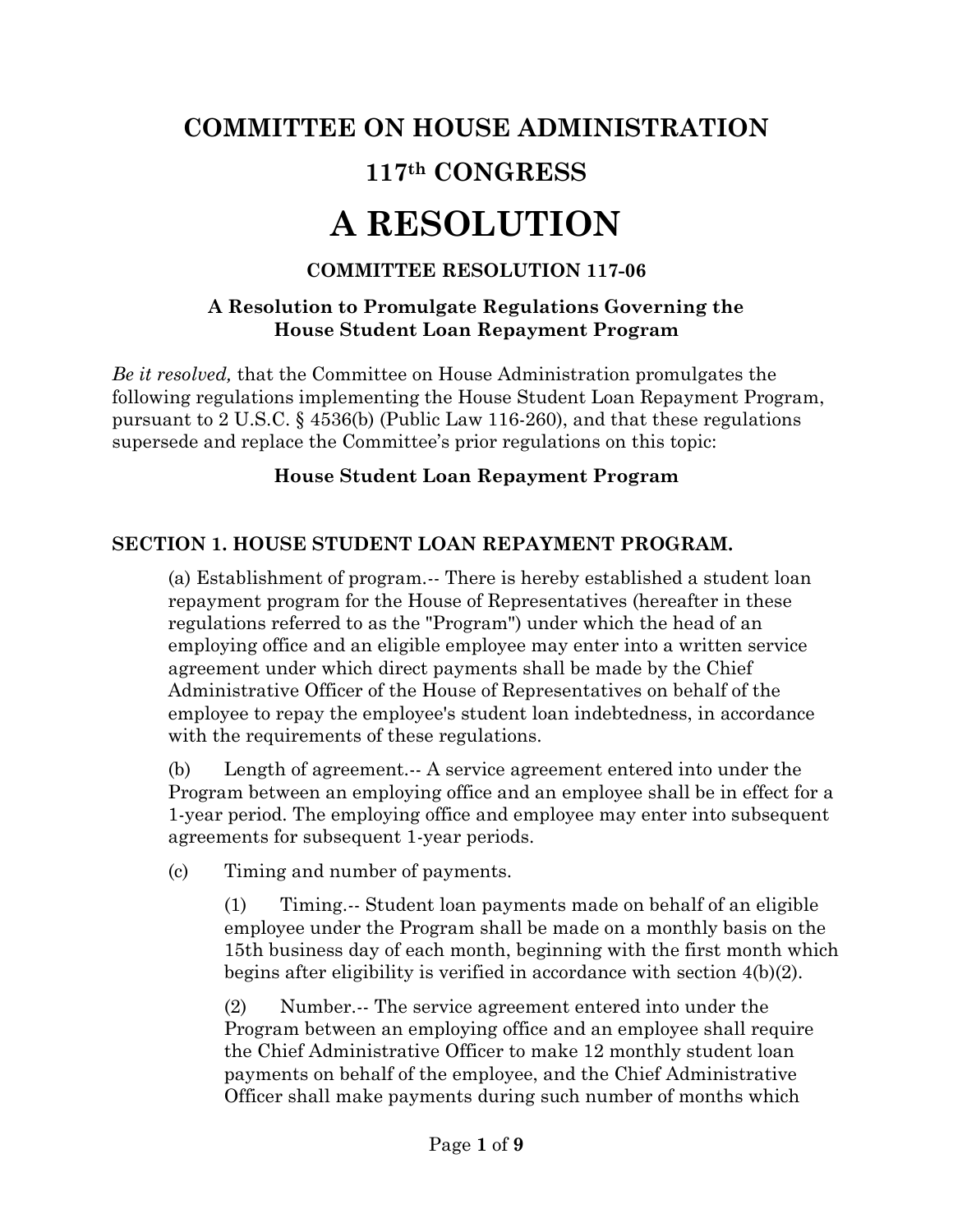# COMMITTEE ON HOUSE ADMINISTRATION

## 117th CONGRESS

# A RESOLUTION

### COMMITTEE RESOLUTION 117-06

### A Resolution to Promulgate Regulations Governing the House Student Loan Repayment Program

*Be it resolved,* that the Committee on House Administration promulgates the following regulations implementing the House Student Loan Repayment Program, pursuant to 2 U.S.C. § 4536(b) (Public Law 116-260), and that these regulations supersede and replace the Committee's prior regulations on this topic:

### House Student Loan Repayment Program

## SECTION 1. HOUSE STUDENT LOAN REPAYMENT PROGRAM.

(a) Establishment of program.-- There is hereby established a student loan repayment program for the House of Representatives (hereafter in these regulations referred to as the "Program") under which the head of an employing office and an eligible employee may enter into a written service agreement under which direct payments shall be made by the Chief Administrative Officer of the House of Representatives on behalf of the employee to repay the employee's student loan indebtedness, in accordance with the requirements of these regulations.

(b) Length of agreement.-- A service agreement entered into under the Program between an employing office and an employee shall be in effect for a 1-year period. The employing office and employee may enter into subsequent agreements for subsequent 1-year periods.

(c) Timing and number of payments.

(1) Timing.-- Student loan payments made on behalf of an eligible employee under the Program shall be made on a monthly basis on the 15th business day of each month, beginning with the first month which begins after eligibility is verified in accordance with section 4(b)(2).

(2) Number.-- The service agreement entered into under the Program between an employing office and an employee shall require the Chief Administrative Officer to make 12 monthly student loan payments on behalf of the employee, and the Chief Administrative Officer shall make payments during such number of months which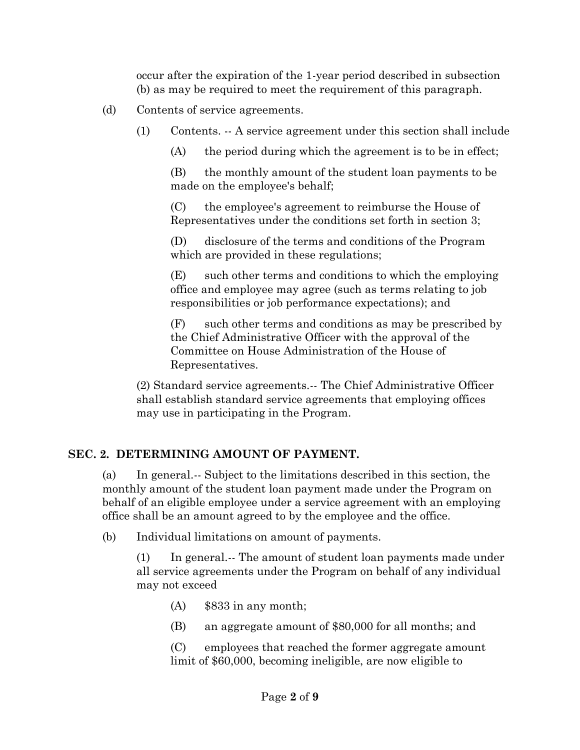occur after the expiration of the 1-year period described in subsection (b) as may be required to meet the requirement of this paragraph.

(d) Contents of service agreements.

(1) Contents. -- A service agreement under this section shall include

(A) the period during which the agreement is to be in effect;

(B) the monthly amount of the student loan payments to be made on the employee's behalf;

(C) the employee's agreement to reimburse the House of Representatives under the conditions set forth in section 3;

(D) disclosure of the terms and conditions of the Program which are provided in these regulations;

(E) such other terms and conditions to which the employing office and employee may agree (such as terms relating to job responsibilities or job performance expectations); and

(F) such other terms and conditions as may be prescribed by the Chief Administrative Officer with the approval of the Committee on House Administration of the House of Representatives.

(2) Standard service agreements.-- The Chief Administrative Officer shall establish standard service agreements that employing offices may use in participating in the Program.

## SEC. 2. DETERMINING AMOUNT OF PAYMENT.

(a) In general.-- Subject to the limitations described in this section, the monthly amount of the student loan payment made under the Program on behalf of an eligible employee under a service agreement with an employing office shall be an amount agreed to by the employee and the office.

(b) Individual limitations on amount of payments.

(1) In general.-- The amount of student loan payments made under all service agreements under the Program on behalf of any individual may not exceed

(A) $833 in any month;

(B) an aggregate amount of $80,000 for all months; and

(C) employees that reached the former aggregate amount limit of $60,000, becoming ineligible, are now eligible to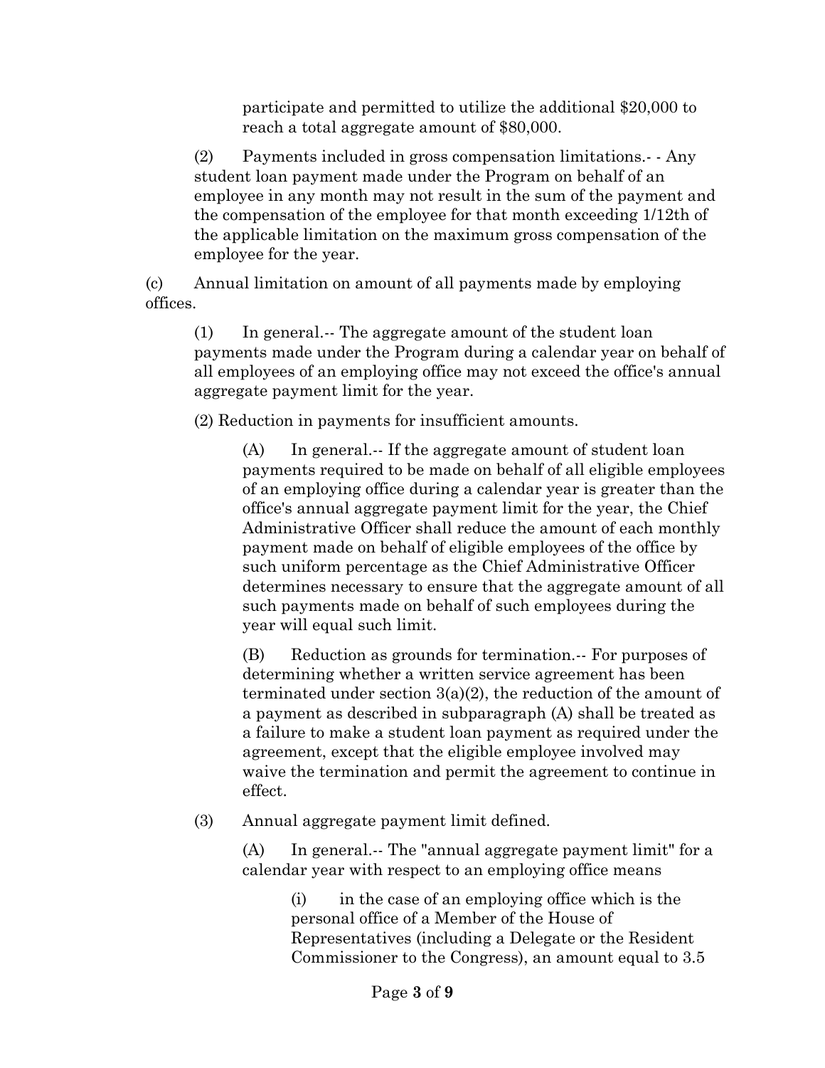participate and permitted to utilize the additional $20,000 to reach a total aggregate amount of $80,000.

(2) Payments included in gross compensation limitations.- - Any student loan payment made under the Program on behalf of an employee in any month may not result in the sum of the payment and the compensation of the employee for that month exceeding 1/12th of the applicable limitation on the maximum gross compensation of the employee for the year.

(c) Annual limitation on amount of all payments made by employing offices.

(1) In general.-- The aggregate amount of the student loan payments made under the Program during a calendar year on behalf of all employees of an employing office may not exceed the office's annual aggregate payment limit for the year.

(2) Reduction in payments for insufficient amounts.

(A) In general.-- If the aggregate amount of student loan payments required to be made on behalf of all eligible employees of an employing office during a calendar year is greater than the office's annual aggregate payment limit for the year, the Chief Administrative Officer shall reduce the amount of each monthly payment made on behalf of eligible employees of the office by such uniform percentage as the Chief Administrative Officer determines necessary to ensure that the aggregate amount of all such payments made on behalf of such employees during the year will equal such limit.

(B) Reduction as grounds for termination.-- For purposes of determining whether a written service agreement has been terminated under section 3(a)(2), the reduction of the amount of a payment as described in subparagraph (A) shall be treated as a failure to make a student loan payment as required under the agreement, except that the eligible employee involved may waive the termination and permit the agreement to continue in effect.

(3) Annual aggregate payment limit defined.

(A) In general.-- The "annual aggregate payment limit" for a calendar year with respect to an employing office means

(i) in the case of an employing office which is the personal office of a Member of the House of Representatives (including a Delegate or the Resident Commissioner to the Congress), an amount equal to 3.5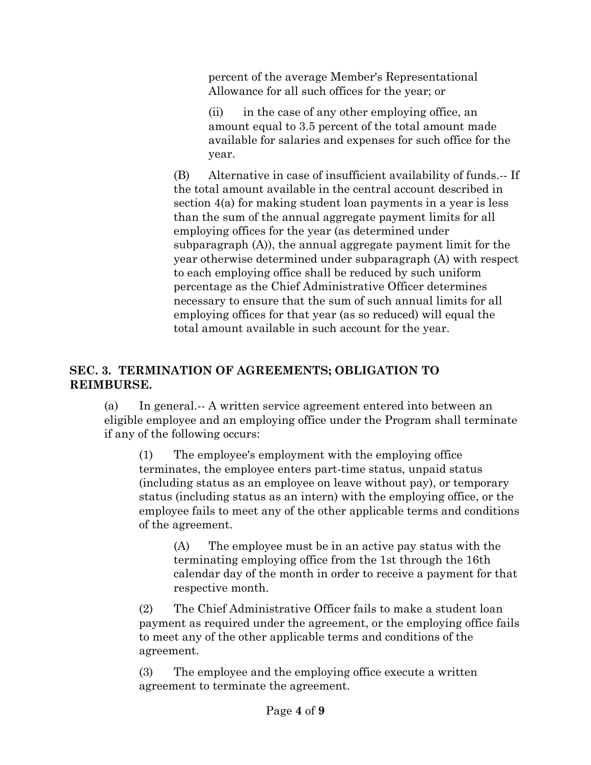percent of the average Member's Representational Allowance for all such offices for the year; or

(ii) in the case of any other employing office, an amount equal to 3.5 percent of the total amount made available for salaries and expenses for such office for the year.

(B) Alternative in case of insufficient availability of funds.-- If the total amount available in the central account described in section 4(a) for making student loan payments in a year is less than the sum of the annual aggregate payment limits for all employing offices for the year (as determined under subparagraph (A)), the annual aggregate payment limit for the year otherwise determined under subparagraph (A) with respect to each employing office shall be reduced by such uniform percentage as the Chief Administrative Officer determines necessary to ensure that the sum of such annual limits for all employing offices for that year (as so reduced) will equal the total amount available in such account for the year.

## SEC. 3. TERMINATION OF AGREEMENTS; OBLIGATION TO REIMBURSE.

(a) In general.-- A written service agreement entered into between an eligible employee and an employing office under the Program shall terminate if any of the following occurs:

(1) The employee's employment with the employing office terminates, the employee enters part-time status, unpaid status (including status as an employee on leave without pay), or temporary status (including status as an intern) with the employing office, or the employee fails to meet any of the other applicable terms and conditions of the agreement.

(A) The employee must be in an active pay status with the terminating employing office from the 1st through the 16th calendar day of the month in order to receive a payment for that respective month.

(2) The Chief Administrative Officer fails to make a student loan payment as required under the agreement, or the employing office fails to meet any of the other applicable terms and conditions of the agreement.

(3) The employee and the employing office execute a written agreement to terminate the agreement.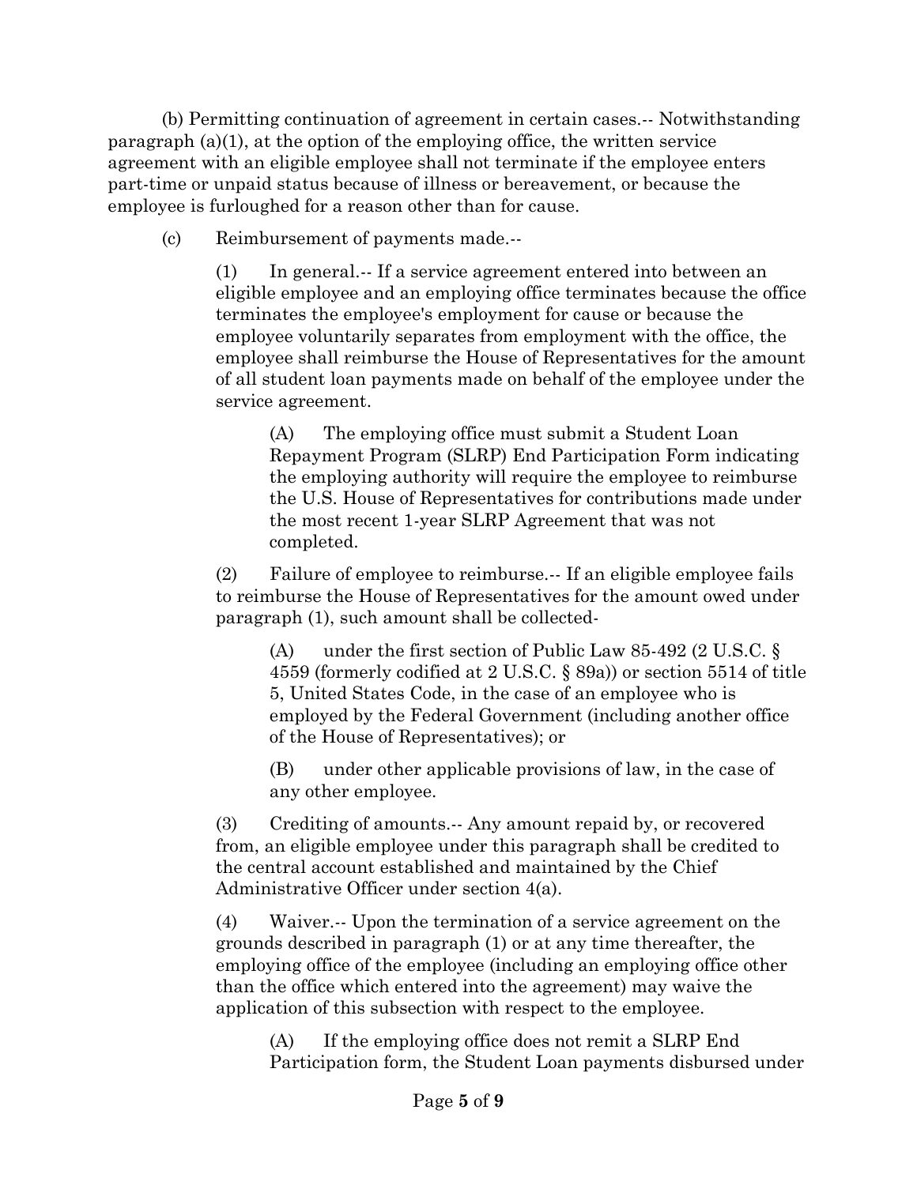(b) Permitting continuation of agreement in certain cases.-- Notwithstanding paragraph (a)(1), at the option of the employing office, the written service agreement with an eligible employee shall not terminate if the employee enters part-time or unpaid status because of illness or bereavement, or because the employee is furloughed for a reason other than for cause.

(c) Reimbursement of payments made.--

(1) In general.-- If a service agreement entered into between an eligible employee and an employing office terminates because the office terminates the employee's employment for cause or because the employee voluntarily separates from employment with the office, the employee shall reimburse the House of Representatives for the amount of all student loan payments made on behalf of the employee under the service agreement.

(A) The employing office must submit a Student Loan Repayment Program (SLRP) End Participation Form indicating the employing authority will require the employee to reimburse the U.S. House of Representatives for contributions made under the most recent 1-year SLRP Agreement that was not completed.

(2) Failure of employee to reimburse.-- If an eligible employee fails to reimburse the House of Representatives for the amount owed under paragraph (1), such amount shall be collected-

(A) under the first section of Public Law 85-492 (2 U.S.C. § 4559 (formerly codified at 2 U.S.C. § 89a)) or section 5514 of title 5, United States Code, in the case of an employee who is employed by the Federal Government (including another office of the House of Representatives); or

(B) under other applicable provisions of law, in the case of any other employee.

(3) Crediting of amounts.-- Any amount repaid by, or recovered from, an eligible employee under this paragraph shall be credited to the central account established and maintained by the Chief Administrative Officer under section 4(a).

(4) Waiver.-- Upon the termination of a service agreement on the grounds described in paragraph (1) or at any time thereafter, the employing office of the employee (including an employing office other than the office which entered into the agreement) may waive the application of this subsection with respect to the employee.

(A) If the employing office does not remit a SLRP End Participation form, the Student Loan payments disbursed under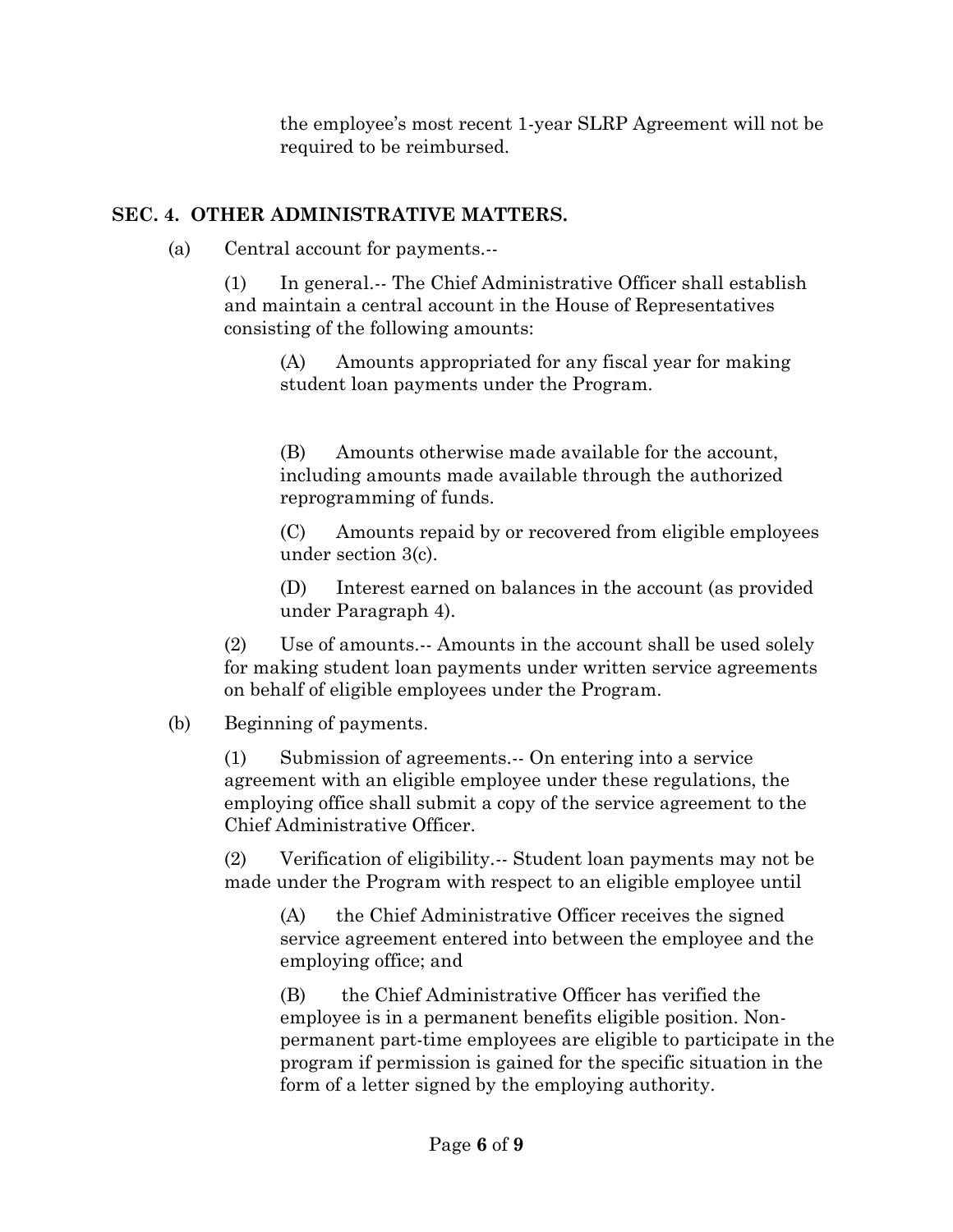the employee's most recent 1-year SLRP Agreement will not be required to be reimbursed.

## SEC. 4. OTHER ADMINISTRATIVE MATTERS.

(a) Central account for payments.--

(1) In general.-- The Chief Administrative Officer shall establish and maintain a central account in the House of Representatives consisting of the following amounts:

(A) Amounts appropriated for any fiscal year for making student loan payments under the Program.

(B) Amounts otherwise made available for the account, including amounts made available through the authorized reprogramming of funds.

(C) Amounts repaid by or recovered from eligible employees under section 3(c).

(D) Interest earned on balances in the account (as provided under Paragraph 4).

(2) Use of amounts.-- Amounts in the account shall be used solely for making student loan payments under written service agreements on behalf of eligible employees under the Program.

(b) Beginning of payments.

(1) Submission of agreements.-- On entering into a service agreement with an eligible employee under these regulations, the employing office shall submit a copy of the service agreement to the Chief Administrative Officer.

(2) Verification of eligibility.-- Student loan payments may not be made under the Program with respect to an eligible employee until

(A) the Chief Administrative Officer receives the signed service agreement entered into between the employee and the employing office; and

(B) the Chief Administrative Officer has verified the employee is in a permanent benefits eligible position. Non-permanent part-time employees are eligible to participate in the program if permission is gained for the specific situation in the form of a letter signed by the employing authority.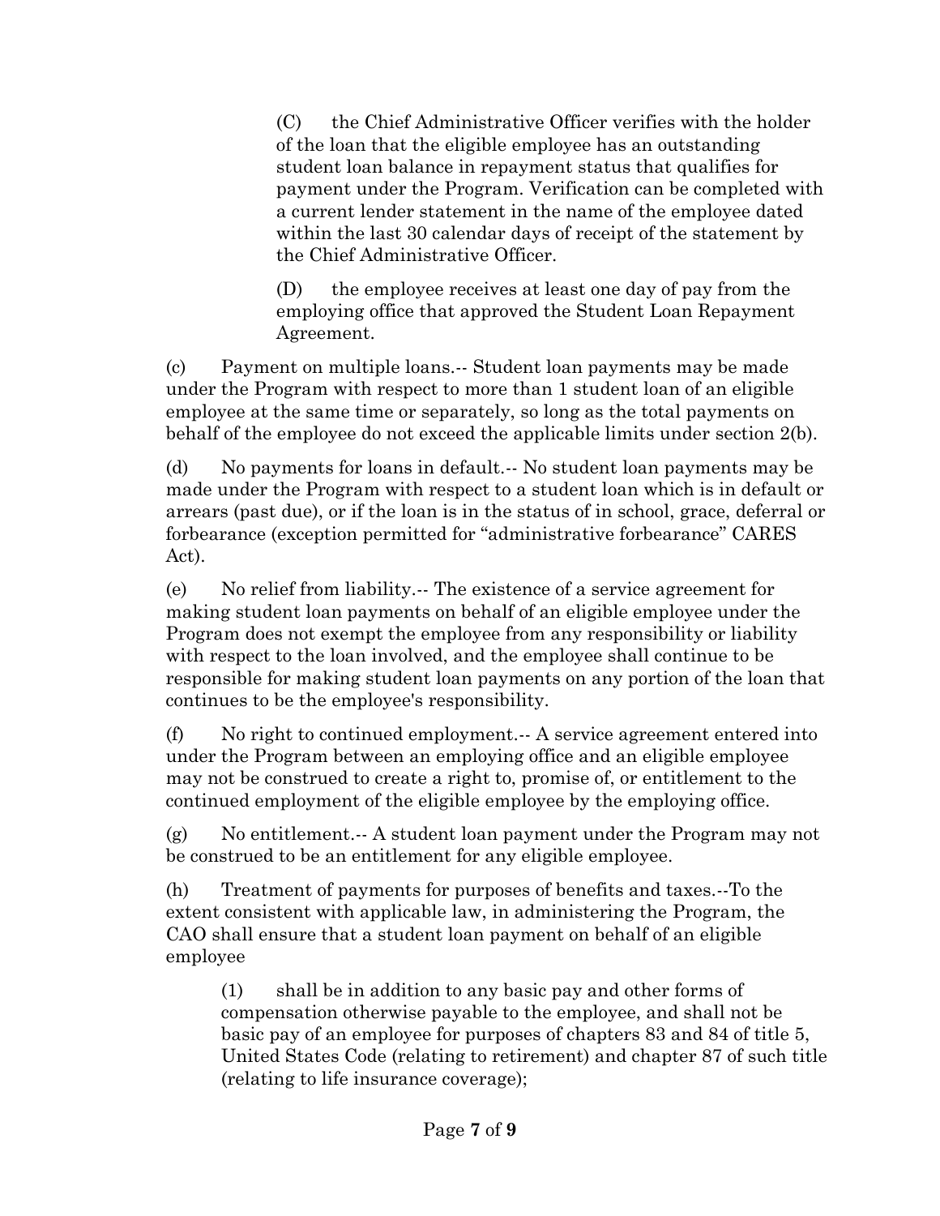(C) the Chief Administrative Officer verifies with the holder of the loan that the eligible employee has an outstanding student loan balance in repayment status that qualifies for payment under the Program. Verification can be completed with a current lender statement in the name of the employee dated within the last 30 calendar days of receipt of the statement by the Chief Administrative Officer.

(D) the employee receives at least one day of pay from the employing office that approved the Student Loan Repayment Agreement.

(c) Payment on multiple loans.-- Student loan payments may be made under the Program with respect to more than 1 student loan of an eligible employee at the same time or separately, so long as the total payments on behalf of the employee do not exceed the applicable limits under section 2(b).

(d) No payments for loans in default.-- No student loan payments may be made under the Program with respect to a student loan which is in default or arrears (past due), or if the loan is in the status of in school, grace, deferral or forbearance (exception permitted for "administrative forbearance" CARES Act).

(e) No relief from liability.-- The existence of a service agreement for making student loan payments on behalf of an eligible employee under the Program does not exempt the employee from any responsibility or liability with respect to the loan involved, and the employee shall continue to be responsible for making student loan payments on any portion of the loan that continues to be the employee's responsibility.

(f) No right to continued employment.-- A service agreement entered into under the Program between an employing office and an eligible employee may not be construed to create a right to, promise of, or entitlement to the continued employment of the eligible employee by the employing office.

(g) No entitlement.-- A student loan payment under the Program may not be construed to be an entitlement for any eligible employee.

(h) Treatment of payments for purposes of benefits and taxes.--To the extent consistent with applicable law, in administering the Program, the CAO shall ensure that a student loan payment on behalf of an eligible employee

(1) shall be in addition to any basic pay and other forms of compensation otherwise payable to the employee, and shall not be basic pay of an employee for purposes of chapters 83 and 84 of title 5, United States Code (relating to retirement) and chapter 87 of such title (relating to life insurance coverage);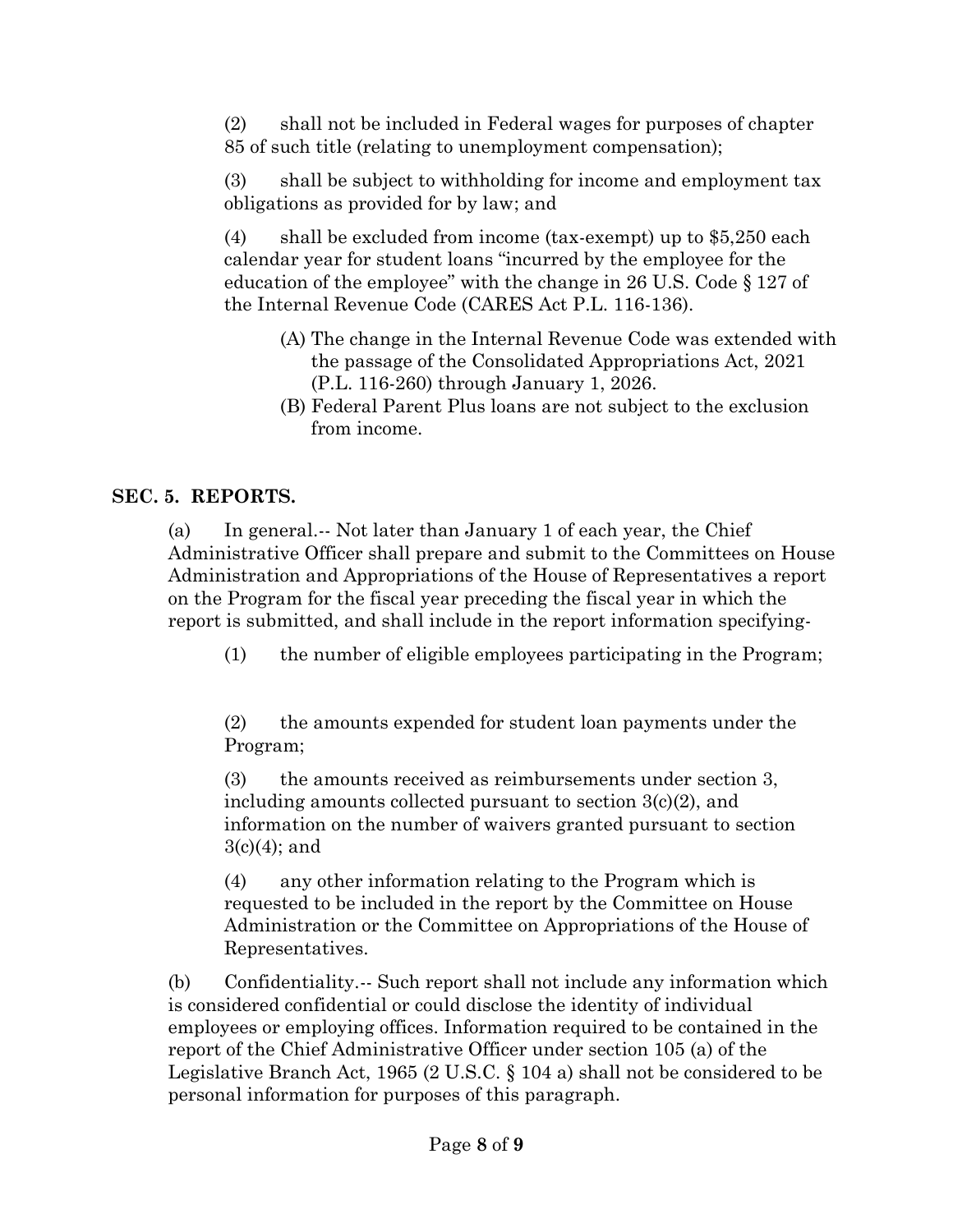(2) shall not be included in Federal wages for purposes of chapter 85 of such title (relating to unemployment compensation);

(3) shall be subject to withholding for income and employment tax obligations as provided for by law; and

(4) shall be excluded from income (tax-exempt) up to $5,250 each calendar year for student loans "incurred by the employee for the education of the employee" with the change in 26 U.S. Code § 127 of the Internal Revenue Code (CARES Act P.L. 116-136).

  (A) The change in the Internal Revenue Code was extended with the passage of the Consolidated Appropriations Act, 2021 (P.L. 116-260) through January 1, 2026.
  (B) Federal Parent Plus loans are not subject to the exclusion from income.

## SEC. 5. REPORTS.

(a) In general.-- Not later than January 1 of each year, the Chief Administrative Officer shall prepare and submit to the Committees on House Administration and Appropriations of the House of Representatives a report on the Program for the fiscal year preceding the fiscal year in which the report is submitted, and shall include in the report information specifying-

(1) the number of eligible employees participating in the Program;

(2) the amounts expended for student loan payments under the Program;

(3) the amounts received as reimbursements under section 3, including amounts collected pursuant to section 3(c)(2), and information on the number of waivers granted pursuant to section 3(c)(4); and

(4) any other information relating to the Program which is requested to be included in the report by the Committee on House Administration or the Committee on Appropriations of the House of Representatives.

(b) Confidentiality.-- Such report shall not include any information which is considered confidential or could disclose the identity of individual employees or employing offices. Information required to be contained in the report of the Chief Administrative Officer under section 105 (a) of the Legislative Branch Act, 1965 (2 U.S.C. § 104 a) shall not be considered to be personal information for purposes of this paragraph.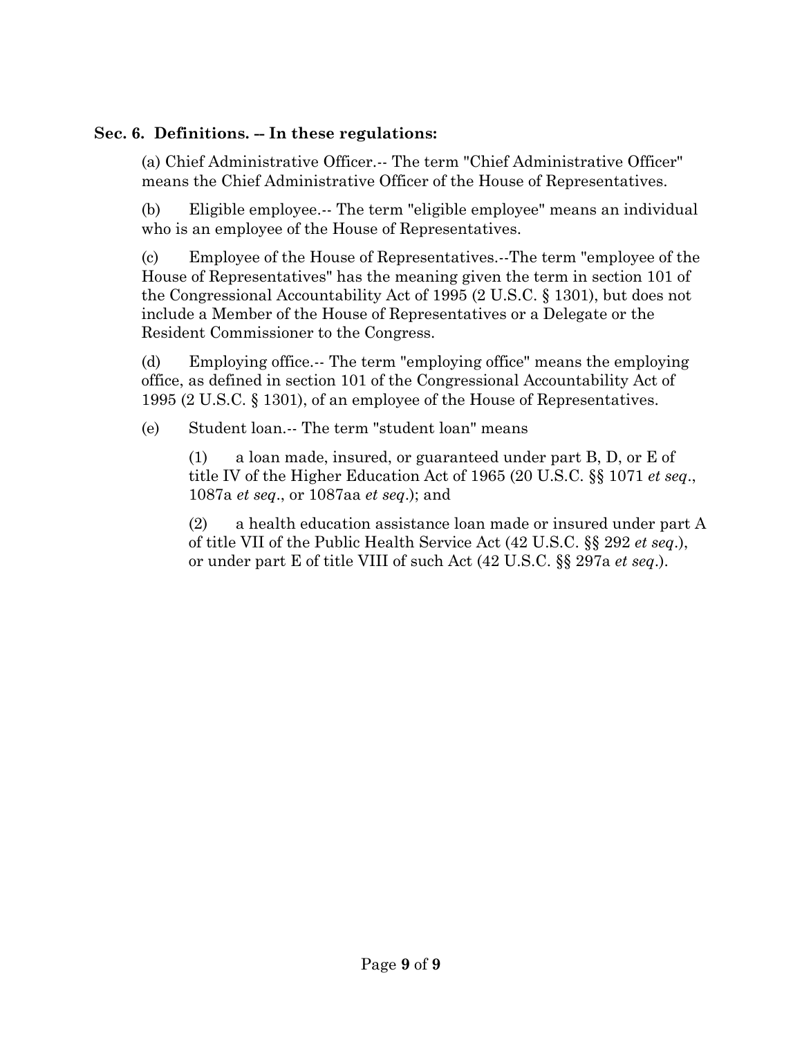**Sec. 6. Definitions. -- In these regulations:**

(a) Chief Administrative Officer.-- The term "Chief Administrative Officer" means the Chief Administrative Officer of the House of Representatives.

(b) Eligible employee.-- The term "eligible employee" means an individual who is an employee of the House of Representatives.

(c) Employee of the House of Representatives.--The term "employee of the House of Representatives" has the meaning given the term in section 101 of the Congressional Accountability Act of 1995 (2 U.S.C. § 1301), but does not include a Member of the House of Representatives or a Delegate or the Resident Commissioner to the Congress.

(d) Employing office.-- The term "employing office" means the employing office, as defined in section 101 of the Congressional Accountability Act of 1995 (2 U.S.C. § 1301), of an employee of the House of Representatives.

(e) Student loan.-- The term "student loan" means

> (1) a loan made, insured, or guaranteed under part B, D, or E of title IV of the Higher Education Act of 1965 (20 U.S.C. §§ 1071 *et seq*., 1087a *et seq*., or 1087aa *et seq*.); and
>
> (2) a health education assistance loan made or insured under part A of title VII of the Public Health Service Act (42 U.S.C. §§ 292 *et seq*.), or under part E of title VIII of such Act (42 U.S.C. §§ 297a *et seq*.).